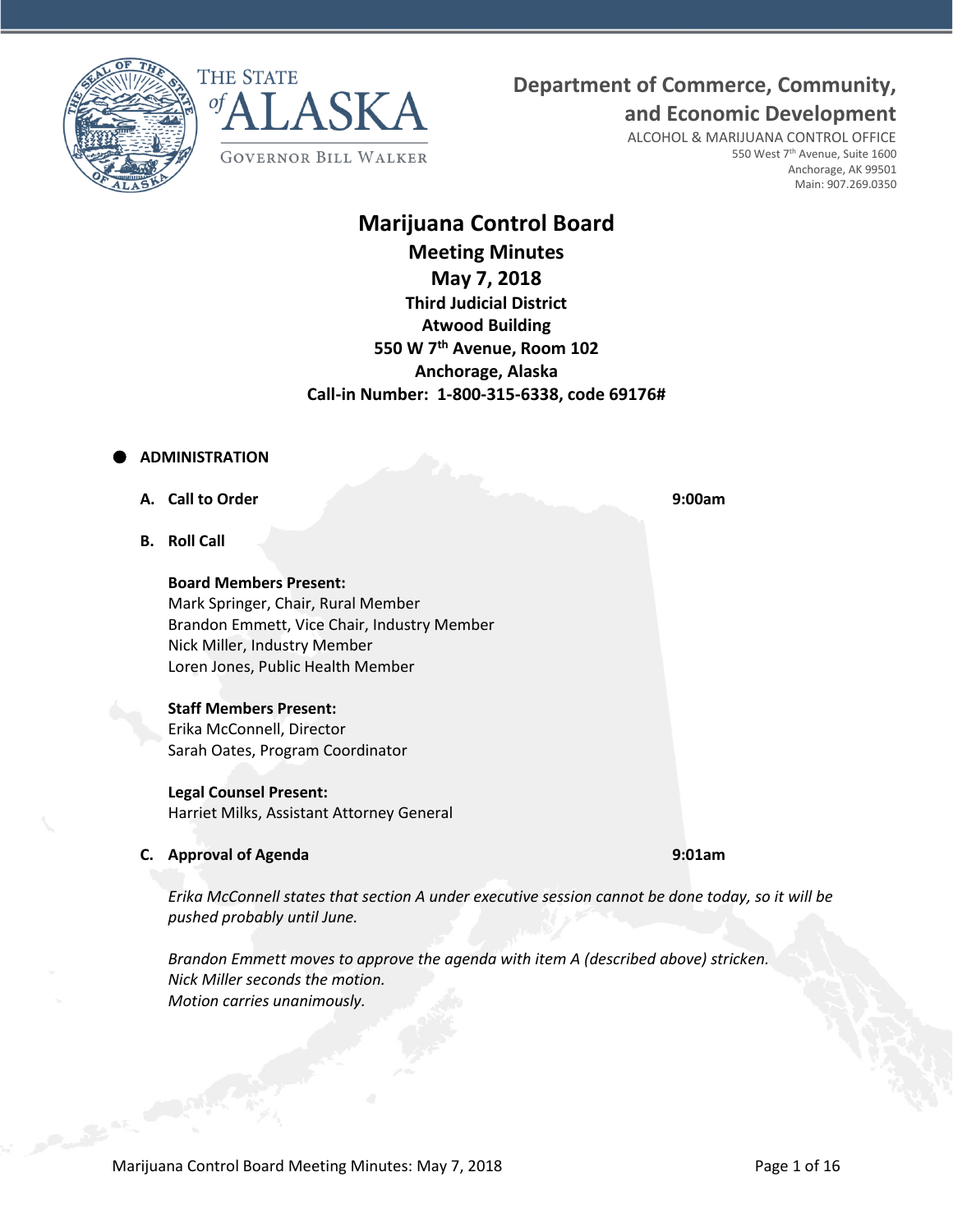THE STATE of ALASKA

GOVERNOR BILL WALKER

**Department of Commerce, Community, and Economic Development**

ALCOHOL & MARIJUANA CONTROL OFFICE
550 West 7th Avenue, Suite 1600
Anchorage, AK 99501
Main: 907.269.0350

# Marijuana Control Board
## Meeting Minutes
## May 7, 2018

**Third Judicial District**
**Atwood Building**
**550 W 7th Avenue, Room 102**
**Anchorage, Alaska**
**Call-in Number: 1-800-315-6338, code 69176#**

- **ADMINISTRATION**

**A. Call to Order** — **9:00am**

**B. Roll Call**

**Board Members Present:**
Mark Springer, Chair, Rural Member
Brandon Emmett, Vice Chair, Industry Member
Nick Miller, Industry Member
Loren Jones, Public Health Member

**Staff Members Present:**
Erika McConnell, Director
Sarah Oates, Program Coordinator

**Legal Counsel Present:**
Harriet Milks, Assistant Attorney General

**C. Approval of Agenda** — **9:01am**

*Erika McConnell states that section A under executive session cannot be done today, so it will be pushed probably until June.*

*Brandon Emmett moves to approve the agenda with item A (described above) stricken.*
*Nick Miller seconds the motion.*
*Motion carries unanimously.*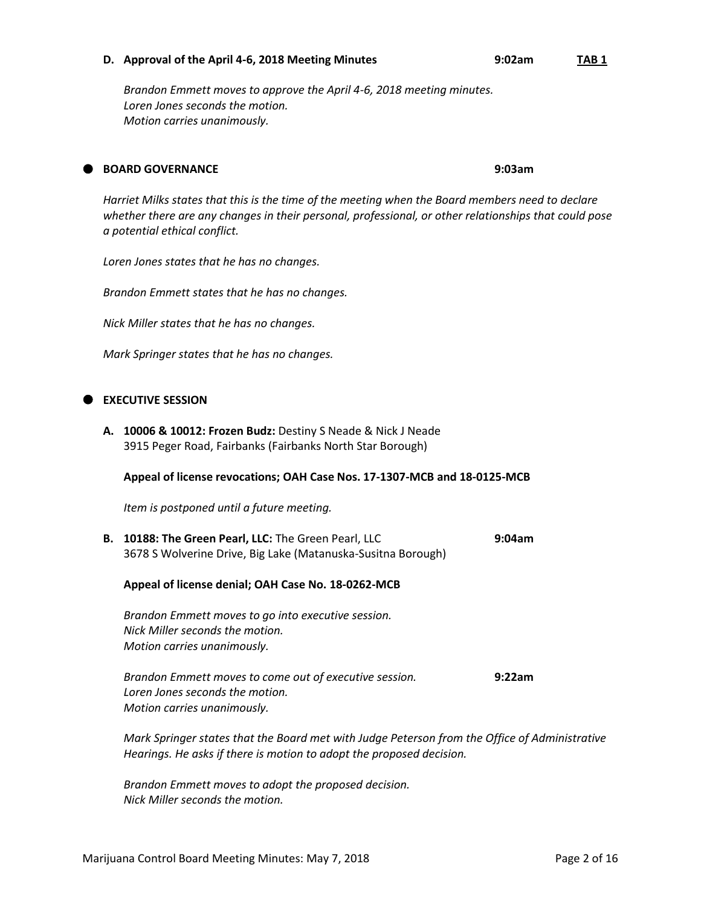**D. Approval of the April 4-6, 2018 Meeting Minutes** **9:02am** **TAB 1**

*Brandon Emmett moves to approve the April 4-6, 2018 meeting minutes.*
*Loren Jones seconds the motion.*
*Motion carries unanimously.*

## BOARD GOVERNANCE **9:03am**

*Harriet Milks states that this is the time of the meeting when the Board members need to declare whether there are any changes in their personal, professional, or other relationships that could pose a potential ethical conflict.*

*Loren Jones states that he has no changes.*

*Brandon Emmett states that he has no changes.*

*Nick Miller states that he has no changes.*

*Mark Springer states that he has no changes.*

## EXECUTIVE SESSION

**A. 10006 & 10012: Frozen Budz:** Destiny S Neade & Nick J Neade
3915 Peger Road, Fairbanks (Fairbanks North Star Borough)

**Appeal of license revocations; OAH Case Nos. 17-1307-MCB and 18-0125-MCB**

*Item is postponed until a future meeting.*

**B. 10188: The Green Pearl, LLC:** The Green Pearl, LLC **9:04am**
3678 S Wolverine Drive, Big Lake (Matanuska-Susitna Borough)

**Appeal of license denial; OAH Case No. 18-0262-MCB**

*Brandon Emmett moves to go into executive session.*
*Nick Miller seconds the motion.*
*Motion carries unanimously.*

*Brandon Emmett moves to come out of executive session.* **9:22am**
*Loren Jones seconds the motion.*
*Motion carries unanimously.*

*Mark Springer states that the Board met with Judge Peterson from the Office of Administrative Hearings. He asks if there is motion to adopt the proposed decision.*

*Brandon Emmett moves to adopt the proposed decision.*
*Nick Miller seconds the motion.*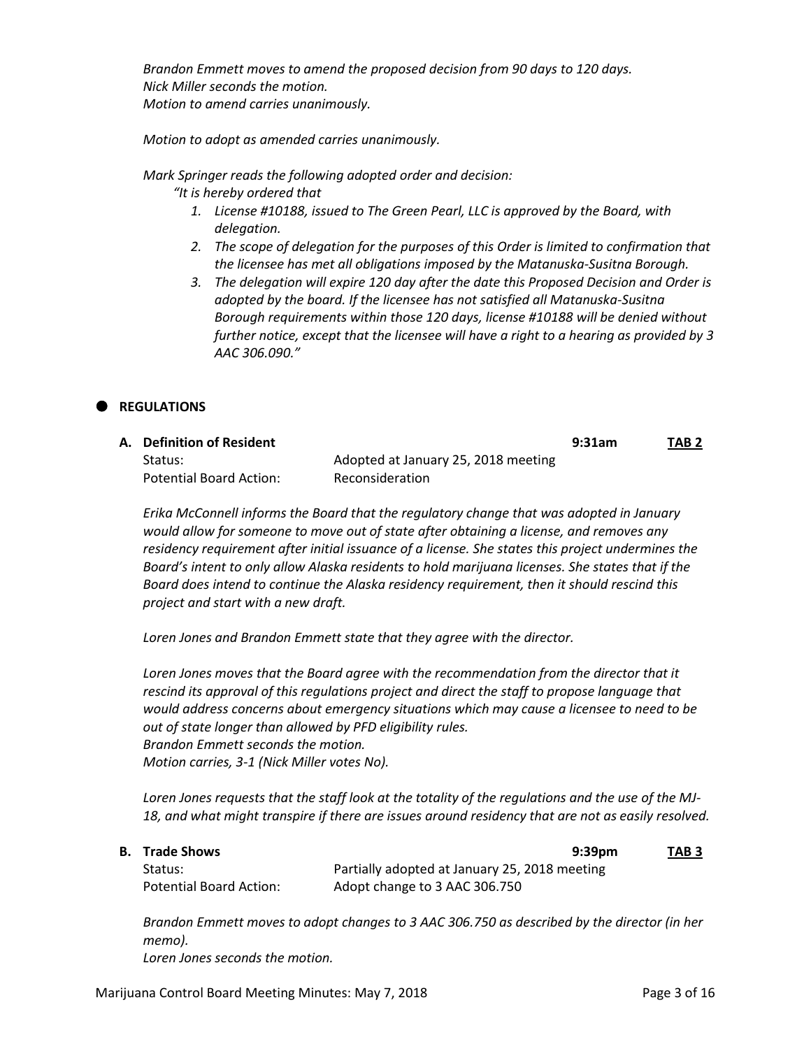*Brandon Emmett moves to amend the proposed decision from 90 days to 120 days.*
*Nick Miller seconds the motion.*
*Motion to amend carries unanimously.*

*Motion to adopt as amended carries unanimously.*

*Mark Springer reads the following adopted order and decision:*

*"It is hereby ordered that*

1. *License #10188, issued to The Green Pearl, LLC is approved by the Board, with delegation.*
2. *The scope of delegation for the purposes of this Order is limited to confirmation that the licensee has met all obligations imposed by the Matanuska-Susitna Borough.*
3. *The delegation will expire 120 day after the date this Proposed Decision and Order is adopted by the board. If the licensee has not satisfied all Matanuska-Susitna Borough requirements within those 120 days, license #10188 will be denied without further notice, except that the licensee will have a right to a hearing as provided by 3 AAC 306.090."*

## REGULATIONS

**A. Definition of Resident** — **9:31am** — **TAB 2**

Status: Adopted at January 25, 2018 meeting
Potential Board Action: Reconsideration

*Erika McConnell informs the Board that the regulatory change that was adopted in January would allow for someone to move out of state after obtaining a license, and removes any residency requirement after initial issuance of a license. She states this project undermines the Board's intent to only allow Alaska residents to hold marijuana licenses. She states that if the Board does intend to continue the Alaska residency requirement, then it should rescind this project and start with a new draft.*

*Loren Jones and Brandon Emmett state that they agree with the director.*

*Loren Jones moves that the Board agree with the recommendation from the director that it rescind its approval of this regulations project and direct the staff to propose language that would address concerns about emergency situations which may cause a licensee to need to be out of state longer than allowed by PFD eligibility rules.*
*Brandon Emmett seconds the motion.*
*Motion carries, 3-1 (Nick Miller votes No).*

*Loren Jones requests that the staff look at the totality of the regulations and the use of the MJ-18, and what might transpire if there are issues around residency that are not as easily resolved.*

**B. Trade Shows** — **9:39pm** — **TAB 3**

Status: Partially adopted at January 25, 2018 meeting
Potential Board Action: Adopt change to 3 AAC 306.750

*Brandon Emmett moves to adopt changes to 3 AAC 306.750 as described by the director (in her memo).*
*Loren Jones seconds the motion.*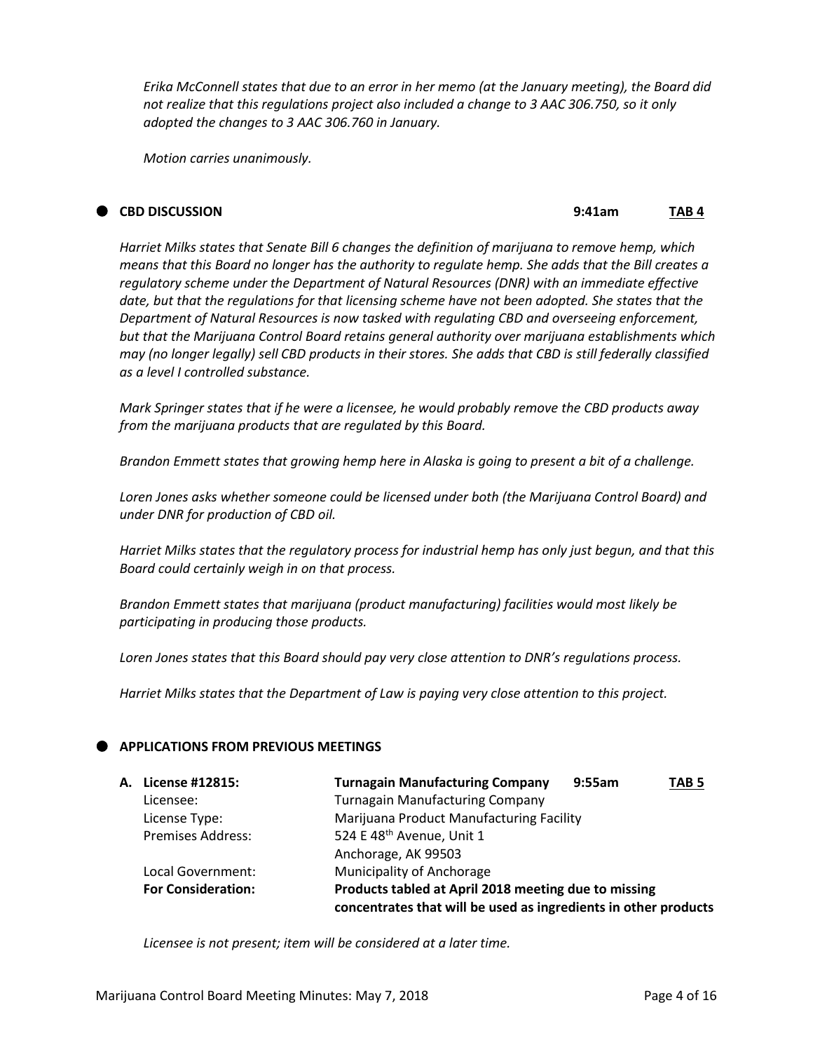*Erika McConnell states that due to an error in her memo (at the January meeting), the Board did not realize that this regulations project also included a change to 3 AAC 306.750, so it only adopted the changes to 3 AAC 306.760 in January.*

*Motion carries unanimously.*

## ● CBD DISCUSSION — 9:41am — TAB 4

*Harriet Milks states that Senate Bill 6 changes the definition of marijuana to remove hemp, which means that this Board no longer has the authority to regulate hemp. She adds that the Bill creates a regulatory scheme under the Department of Natural Resources (DNR) with an immediate effective date, but that the regulations for that licensing scheme have not been adopted. She states that the Department of Natural Resources is now tasked with regulating CBD and overseeing enforcement, but that the Marijuana Control Board retains general authority over marijuana establishments which may (no longer legally) sell CBD products in their stores. She adds that CBD is still federally classified as a level I controlled substance.*

*Mark Springer states that if he were a licensee, he would probably remove the CBD products away from the marijuana products that are regulated by this Board.*

*Brandon Emmett states that growing hemp here in Alaska is going to present a bit of a challenge.*

*Loren Jones asks whether someone could be licensed under both (the Marijuana Control Board) and under DNR for production of CBD oil.*

*Harriet Milks states that the regulatory process for industrial hemp has only just begun, and that this Board could certainly weigh in on that process.*

*Brandon Emmett states that marijuana (product manufacturing) facilities would most likely be participating in producing those products.*

*Loren Jones states that this Board should pay very close attention to DNR's regulations process.*

*Harriet Milks states that the Department of Law is paying very close attention to this project.*

## ● APPLICATIONS FROM PREVIOUS MEETINGS

**A. License #12815:** **Turnagain Manufacturing Company** — **9:55am** — **TAB 5**

| | |
|---|---|
| Licensee: | Turnagain Manufacturing Company |
| License Type: | Marijuana Product Manufacturing Facility |
| Premises Address: | 524 E 48th Avenue, Unit 1<br>Anchorage, AK 99503 |
| Local Government: | Municipality of Anchorage |
| **For Consideration:** | **Products tabled at April 2018 meeting due to missing concentrates that will be used as ingredients in other products** |

*Licensee is not present; item will be considered at a later time.*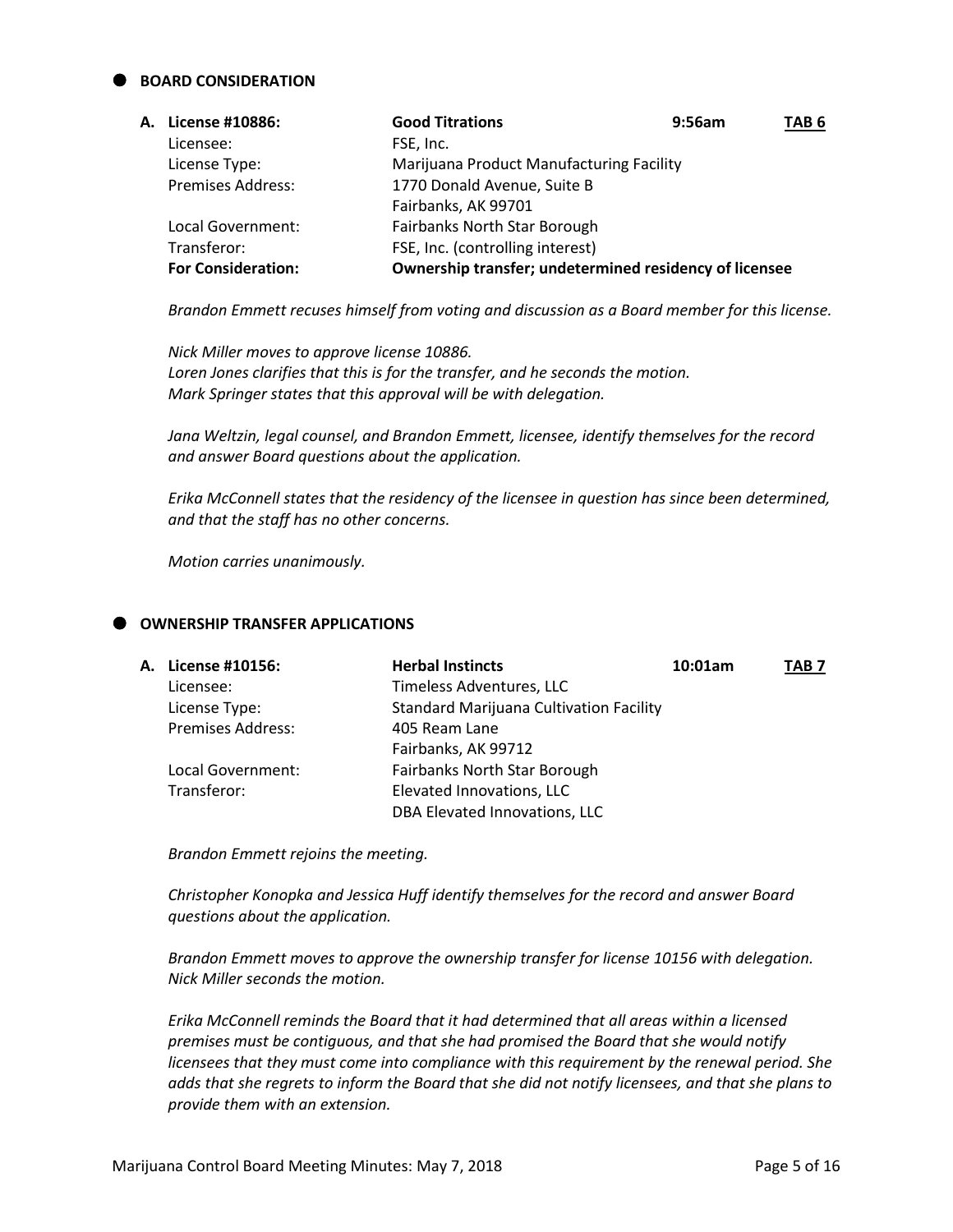- **BOARD CONSIDERATION**

| A. License #10886: | **Good Titrations** | 9:56am | TAB 6 |
|---|---|---|---|
| Licensee: | FSE, Inc. | | |
| License Type: | Marijuana Product Manufacturing Facility | | |
| Premises Address: | 1770 Donald Avenue, Suite B<br>Fairbanks, AK 99701 | | |
| Local Government: | Fairbanks North Star Borough | | |
| Transferor: | FSE, Inc. (controlling interest) | | |
| **For Consideration:** | **Ownership transfer; undetermined residency of licensee** | | |

*Brandon Emmett recuses himself from voting and discussion as a Board member for this license.*

*Nick Miller moves to approve license 10886.*
*Loren Jones clarifies that this is for the transfer, and he seconds the motion.*
*Mark Springer states that this approval will be with delegation.*

*Jana Weltzin, legal counsel, and Brandon Emmett, licensee, identify themselves for the record and answer Board questions about the application.*

*Erika McConnell states that the residency of the licensee in question has since been determined, and that the staff has no other concerns.*

*Motion carries unanimously.*

- **OWNERSHIP TRANSFER APPLICATIONS**

| A. License #10156: | **Herbal Instincts** | 10:01am | TAB 7 |
|---|---|---|---|
| Licensee: | Timeless Adventures, LLC | | |
| License Type: | Standard Marijuana Cultivation Facility | | |
| Premises Address: | 405 Ream Lane<br>Fairbanks, AK 99712 | | |
| Local Government: | Fairbanks North Star Borough | | |
| Transferor: | Elevated Innovations, LLC<br>DBA Elevated Innovations, LLC | | |

*Brandon Emmett rejoins the meeting.*

*Christopher Konopka and Jessica Huff identify themselves for the record and answer Board questions about the application.*

*Brandon Emmett moves to approve the ownership transfer for license 10156 with delegation. Nick Miller seconds the motion.*

*Erika McConnell reminds the Board that it had determined that all areas within a licensed premises must be contiguous, and that she had promised the Board that she would notify licensees that they must come into compliance with this requirement by the renewal period. She adds that she regrets to inform the Board that she did not notify licensees, and that she plans to provide them with an extension.*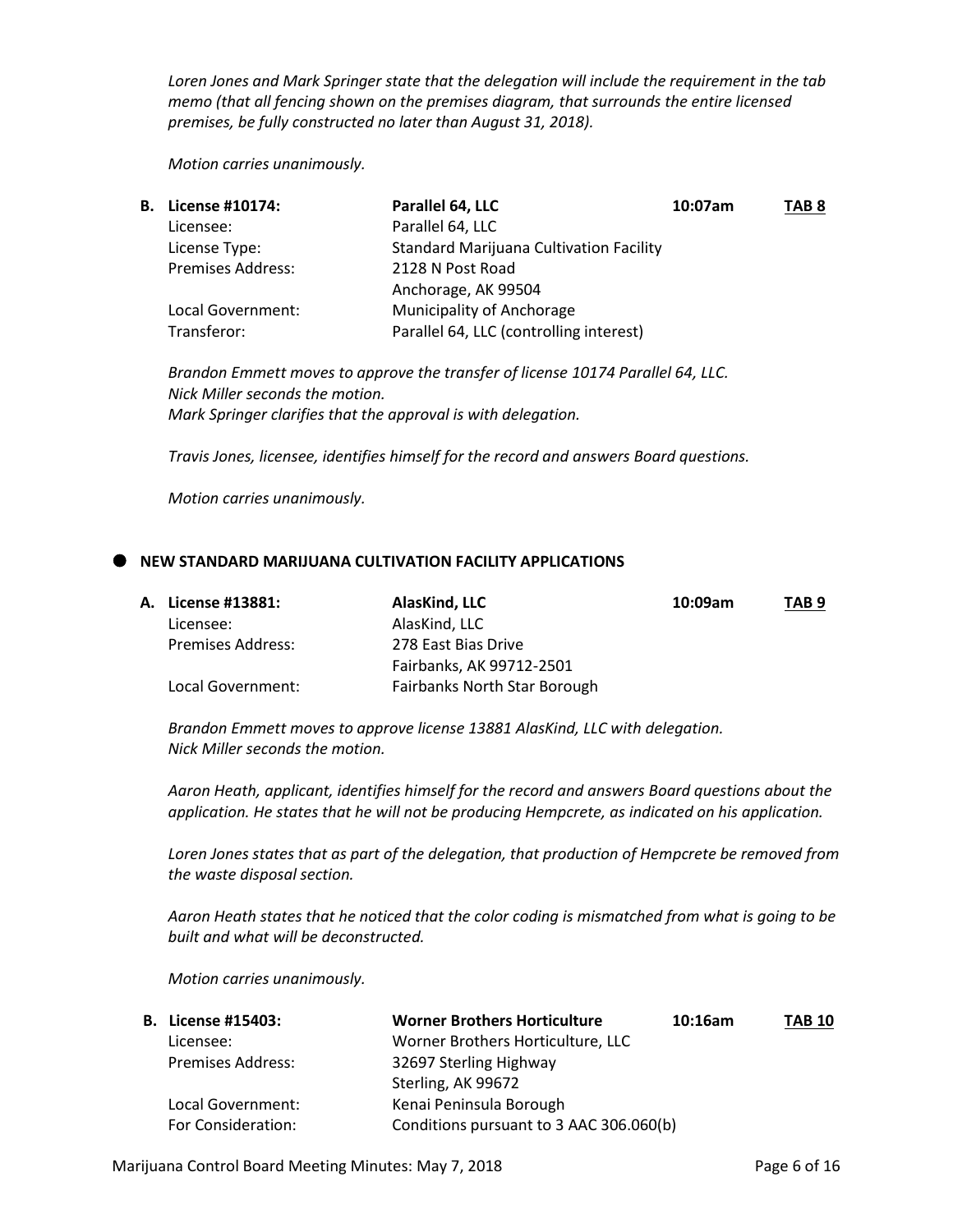*Loren Jones and Mark Springer state that the delegation will include the requirement in the tab memo (that all fencing shown on the premises diagram, that surrounds the entire licensed premises, be fully constructed no later than August 31, 2018).*

*Motion carries unanimously.*

**B. License #10174:** **Parallel 64, LLC** **10:07am** **TAB 8**

| | |
|---|---|
| Licensee: | Parallel 64, LLC |
| License Type: | Standard Marijuana Cultivation Facility |
| Premises Address: | 2128 N Post Road<br>Anchorage, AK 99504 |
| Local Government: | Municipality of Anchorage |
| Transferor: | Parallel 64, LLC (controlling interest) |

*Brandon Emmett moves to approve the transfer of license 10174 Parallel 64, LLC.*
*Nick Miller seconds the motion.*
*Mark Springer clarifies that the approval is with delegation.*

*Travis Jones, licensee, identifies himself for the record and answers Board questions.*

*Motion carries unanimously.*

## NEW STANDARD MARIJUANA CULTIVATION FACILITY APPLICATIONS

**A. License #13881:** **AlasKind, LLC** **10:09am** **TAB 9**

| | |
|---|---|
| Licensee: | AlasKind, LLC |
| Premises Address: | 278 East Bias Drive<br>Fairbanks, AK 99712-2501 |
| Local Government: | Fairbanks North Star Borough |

*Brandon Emmett moves to approve license 13881 AlasKind, LLC with delegation.*
*Nick Miller seconds the motion.*

*Aaron Heath, applicant, identifies himself for the record and answers Board questions about the application. He states that he will not be producing Hempcrete, as indicated on his application.*

*Loren Jones states that as part of the delegation, that production of Hempcrete be removed from the waste disposal section.*

*Aaron Heath states that he noticed that the color coding is mismatched from what is going to be built and what will be deconstructed.*

*Motion carries unanimously.*

**B. License #15403:** **Worner Brothers Horticulture** **10:16am** **TAB 10**

| | |
|---|---|
| Licensee: | Worner Brothers Horticulture, LLC |
| Premises Address: | 32697 Sterling Highway<br>Sterling, AK 99672 |
| Local Government: | Kenai Peninsula Borough |
| For Consideration: | Conditions pursuant to 3 AAC 306.060(b) |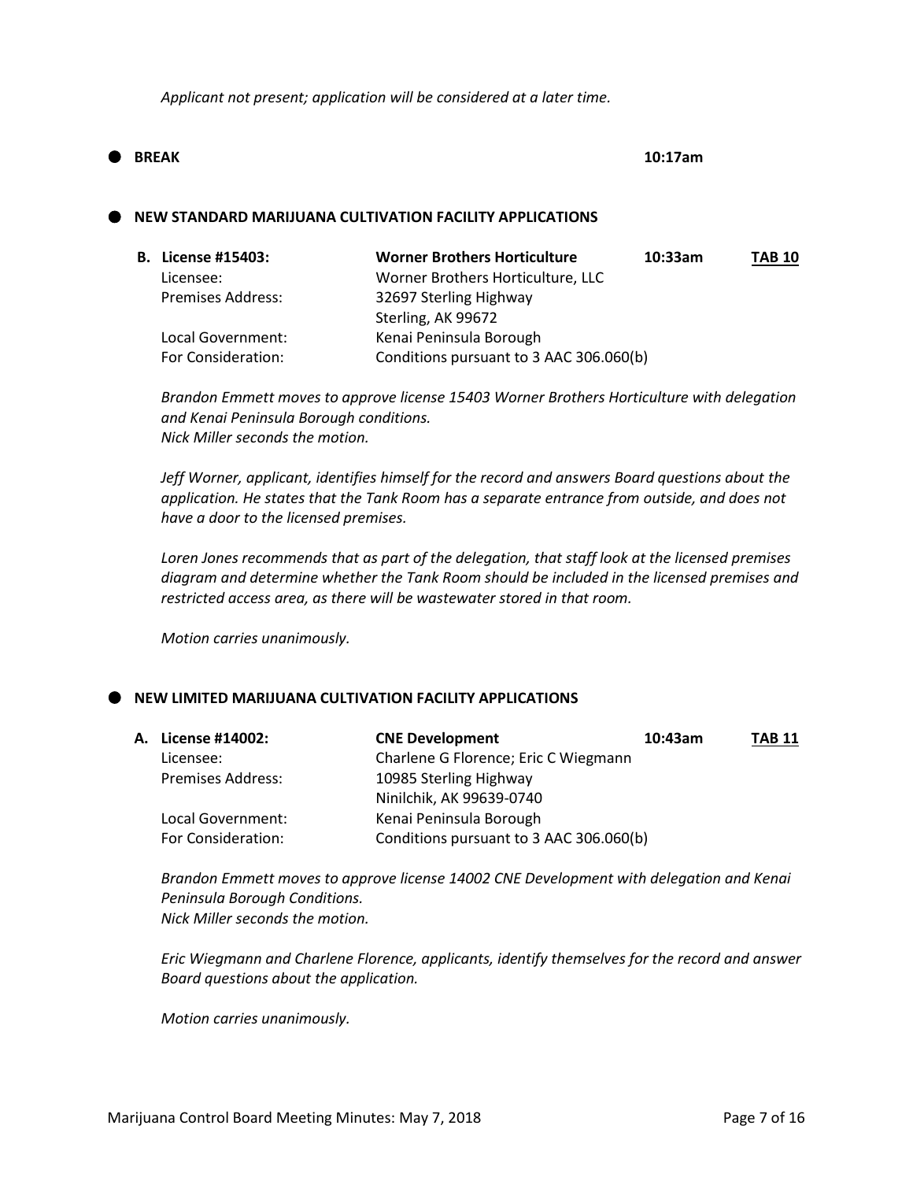*Applicant not present; application will be considered at a later time.*

- **BREAK** **10:17am**

- **NEW STANDARD MARIJUANA CULTIVATION FACILITY APPLICATIONS**

| **B. License #15403:** | **Worner Brothers Horticulture** | **10:33am** | **TAB 10** |
|---|---|---|---|
| Licensee: | Worner Brothers Horticulture, LLC | | |
| Premises Address: | 32697 Sterling Highway<br>Sterling, AK 99672 | | |
| Local Government: | Kenai Peninsula Borough | | |
| For Consideration: | Conditions pursuant to 3 AAC 306.060(b) | | |

*Brandon Emmett moves to approve license 15403 Worner Brothers Horticulture with delegation and Kenai Peninsula Borough conditions.*
*Nick Miller seconds the motion.*

*Jeff Worner, applicant, identifies himself for the record and answers Board questions about the application. He states that the Tank Room has a separate entrance from outside, and does not have a door to the licensed premises.*

*Loren Jones recommends that as part of the delegation, that staff look at the licensed premises diagram and determine whether the Tank Room should be included in the licensed premises and restricted access area, as there will be wastewater stored in that room.*

*Motion carries unanimously.*

- **NEW LIMITED MARIJUANA CULTIVATION FACILITY APPLICATIONS**

| **A. License #14002:** | **CNE Development** | **10:43am** | **TAB 11** |
|---|---|---|---|
| Licensee: | Charlene G Florence; Eric C Wiegmann | | |
| Premises Address: | 10985 Sterling Highway<br>Ninilchik, AK 99639-0740 | | |
| Local Government: | Kenai Peninsula Borough | | |
| For Consideration: | Conditions pursuant to 3 AAC 306.060(b) | | |

*Brandon Emmett moves to approve license 14002 CNE Development with delegation and Kenai Peninsula Borough Conditions.*
*Nick Miller seconds the motion.*

*Eric Wiegmann and Charlene Florence, applicants, identify themselves for the record and answer Board questions about the application.*

*Motion carries unanimously.*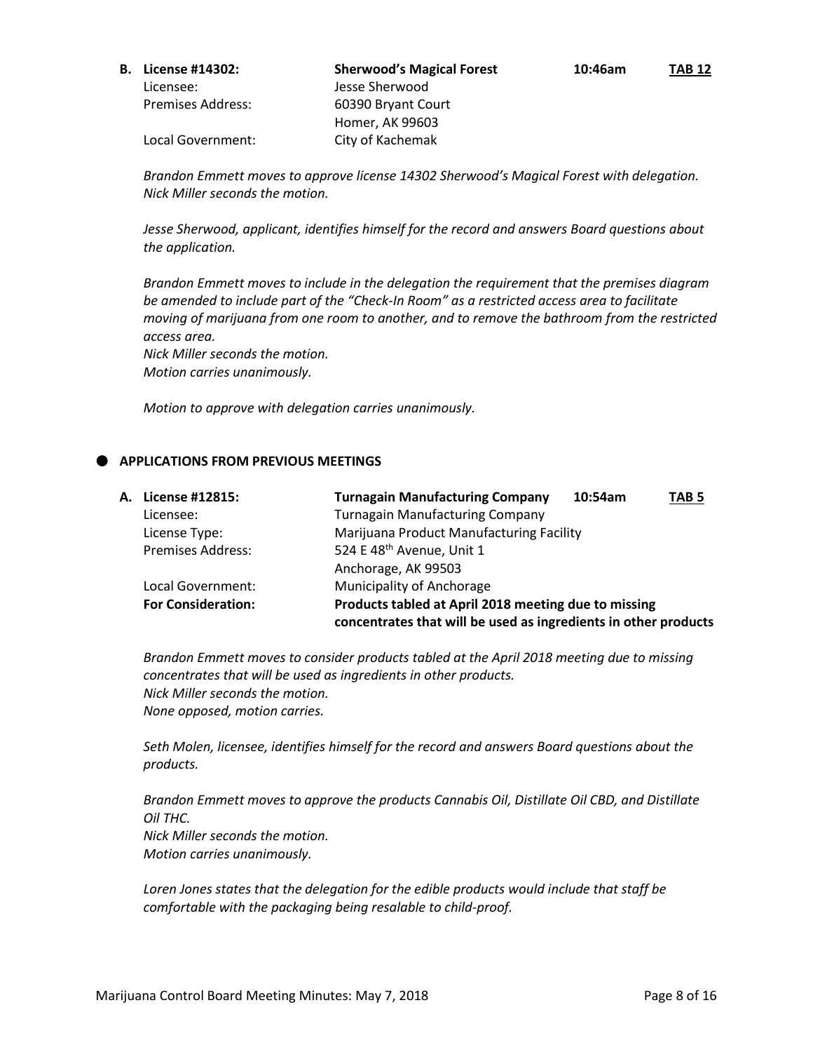**B. License #14302:** **Sherwood's Magical Forest** **10:46am** **TAB 12**

Licensee: Jesse Sherwood

Premises Address: 60390 Bryant Court
Homer, AK 99603

Local Government: City of Kachemak

*Brandon Emmett moves to approve license 14302 Sherwood's Magical Forest with delegation.*
*Nick Miller seconds the motion.*

*Jesse Sherwood, applicant, identifies himself for the record and answers Board questions about the application.*

*Brandon Emmett moves to include in the delegation the requirement that the premises diagram be amended to include part of the "Check-In Room" as a restricted access area to facilitate moving of marijuana from one room to another, and to remove the bathroom from the restricted access area.*
*Nick Miller seconds the motion.*
*Motion carries unanimously.*

*Motion to approve with delegation carries unanimously.*

- **APPLICATIONS FROM PREVIOUS MEETINGS**

**A. License #12815:** **Turnagain Manufacturing Company** **10:54am** **TAB 5**

Licensee: Turnagain Manufacturing Company

License Type: Marijuana Product Manufacturing Facility

Premises Address: 524 E 48th Avenue, Unit 1
Anchorage, AK 99503

Local Government: Municipality of Anchorage

**For Consideration:** **Products tabled at April 2018 meeting due to missing concentrates that will be used as ingredients in other products**

*Brandon Emmett moves to consider products tabled at the April 2018 meeting due to missing concentrates that will be used as ingredients in other products.*
*Nick Miller seconds the motion.*
*None opposed, motion carries.*

*Seth Molen, licensee, identifies himself for the record and answers Board questions about the products.*

*Brandon Emmett moves to approve the products Cannabis Oil, Distillate Oil CBD, and Distillate Oil THC.*
*Nick Miller seconds the motion.*
*Motion carries unanimously.*

*Loren Jones states that the delegation for the edible products would include that staff be comfortable with the packaging being resalable to child-proof.*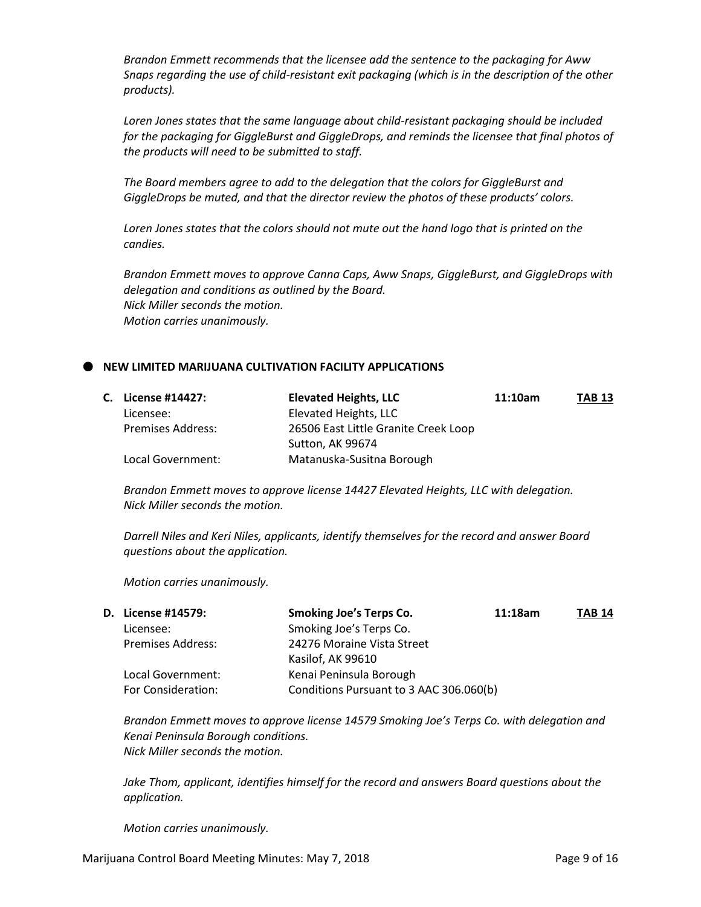*Brandon Emmett recommends that the licensee add the sentence to the packaging for Aww Snaps regarding the use of child-resistant exit packaging (which is in the description of the other products).*

*Loren Jones states that the same language about child-resistant packaging should be included for the packaging for GiggleBurst and GiggleDrops, and reminds the licensee that final photos of the products will need to be submitted to staff.*

*The Board members agree to add to the delegation that the colors for GiggleBurst and GiggleDrops be muted, and that the director review the photos of these products' colors.*

*Loren Jones states that the colors should not mute out the hand logo that is printed on the candies.*

*Brandon Emmett moves to approve Canna Caps, Aww Snaps, GiggleBurst, and GiggleDrops with delegation and conditions as outlined by the Board.*
*Nick Miller seconds the motion.*
*Motion carries unanimously.*

- **NEW LIMITED MARIJUANA CULTIVATION FACILITY APPLICATIONS**

| | | | |
|---|---|---|---|
| **C. License #14427:** | **Elevated Heights, LLC** | **11:10am** | **TAB 13** |
| Licensee: | Elevated Heights, LLC | | |
| Premises Address: | 26506 East Little Granite Creek Loop<br>Sutton, AK 99674 | | |
| Local Government: | Matanuska-Susitna Borough | | |

*Brandon Emmett moves to approve license 14427 Elevated Heights, LLC with delegation.*
*Nick Miller seconds the motion.*

*Darrell Niles and Keri Niles, applicants, identify themselves for the record and answer Board questions about the application.*

*Motion carries unanimously.*

| | | | |
|---|---|---|---|
| **D. License #14579:** | **Smoking Joe's Terps Co.** | **11:18am** | **TAB 14** |
| Licensee: | Smoking Joe's Terps Co. | | |
| Premises Address: | 24276 Moraine Vista Street<br>Kasilof, AK 99610 | | |
| Local Government: | Kenai Peninsula Borough | | |
| For Consideration: | Conditions Pursuant to 3 AAC 306.060(b) | | |

*Brandon Emmett moves to approve license 14579 Smoking Joe's Terps Co. with delegation and Kenai Peninsula Borough conditions.*
*Nick Miller seconds the motion.*

*Jake Thom, applicant, identifies himself for the record and answers Board questions about the application.*

*Motion carries unanimously.*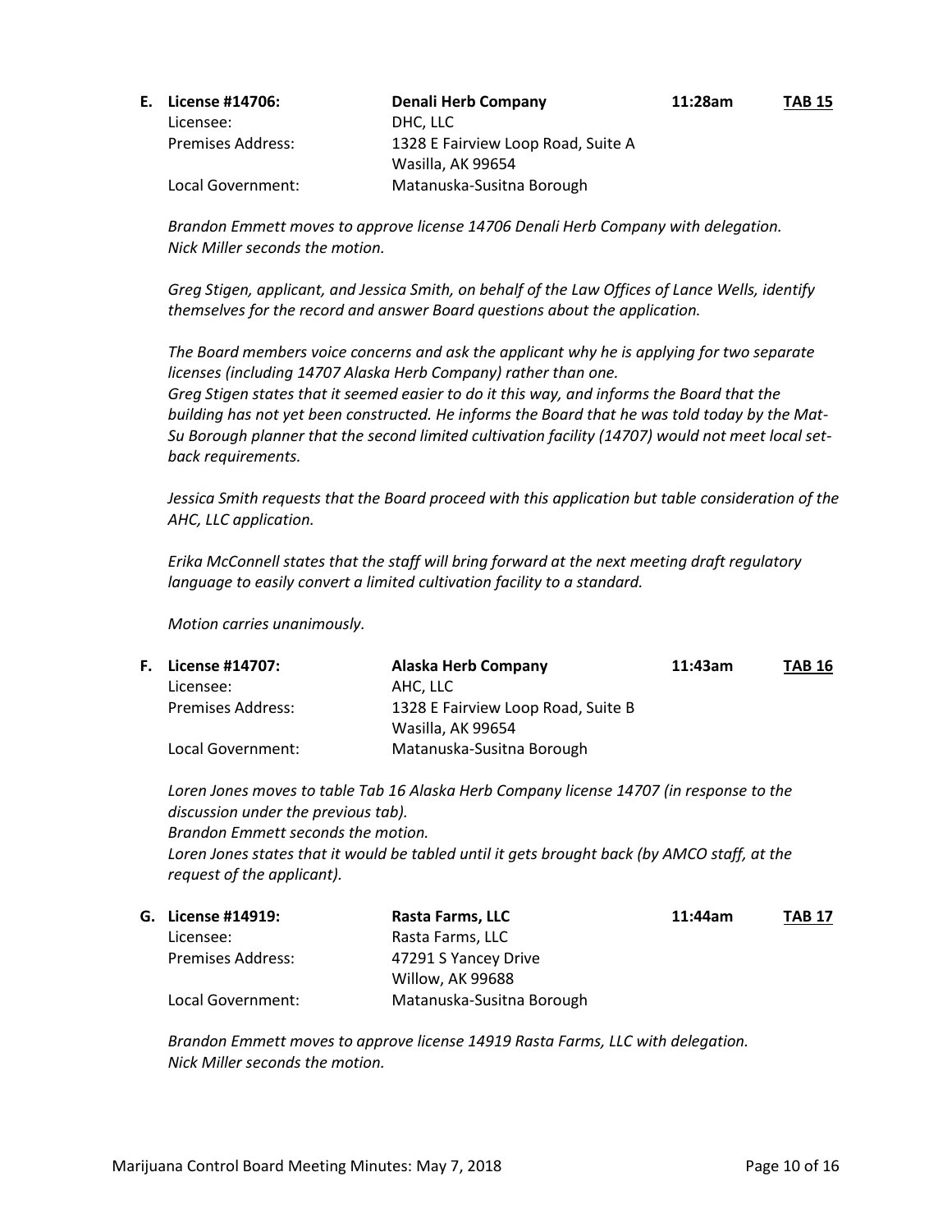**E. License #14706:** **Denali Herb Company** **11:28am** **TAB 15**

Licensee: DHC, LLC
Premises Address: 1328 E Fairview Loop Road, Suite A
Wasilla, AK 99654
Local Government: Matanuska-Susitna Borough

*Brandon Emmett moves to approve license 14706 Denali Herb Company with delegation.*
*Nick Miller seconds the motion.*

*Greg Stigen, applicant, and Jessica Smith, on behalf of the Law Offices of Lance Wells, identify themselves for the record and answer Board questions about the application.*

*The Board members voice concerns and ask the applicant why he is applying for two separate licenses (including 14707 Alaska Herb Company) rather than one.*
*Greg Stigen states that it seemed easier to do it this way, and informs the Board that the building has not yet been constructed. He informs the Board that he was told today by the Mat-Su Borough planner that the second limited cultivation facility (14707) would not meet local set-back requirements.*

*Jessica Smith requests that the Board proceed with this application but table consideration of the AHC, LLC application.*

*Erika McConnell states that the staff will bring forward at the next meeting draft regulatory language to easily convert a limited cultivation facility to a standard.*

*Motion carries unanimously.*

**F. License #14707:** **Alaska Herb Company** **11:43am** **TAB 16**

Licensee: AHC, LLC
Premises Address: 1328 E Fairview Loop Road, Suite B
Wasilla, AK 99654
Local Government: Matanuska-Susitna Borough

*Loren Jones moves to table Tab 16 Alaska Herb Company license 14707 (in response to the discussion under the previous tab).*
*Brandon Emmett seconds the motion.*
*Loren Jones states that it would be tabled until it gets brought back (by AMCO staff, at the request of the applicant).*

**G. License #14919:** **Rasta Farms, LLC** **11:44am** **TAB 17**

Licensee: Rasta Farms, LLC
Premises Address: 47291 S Yancey Drive
Willow, AK 99688
Local Government: Matanuska-Susitna Borough

*Brandon Emmett moves to approve license 14919 Rasta Farms, LLC with delegation.*
*Nick Miller seconds the motion.*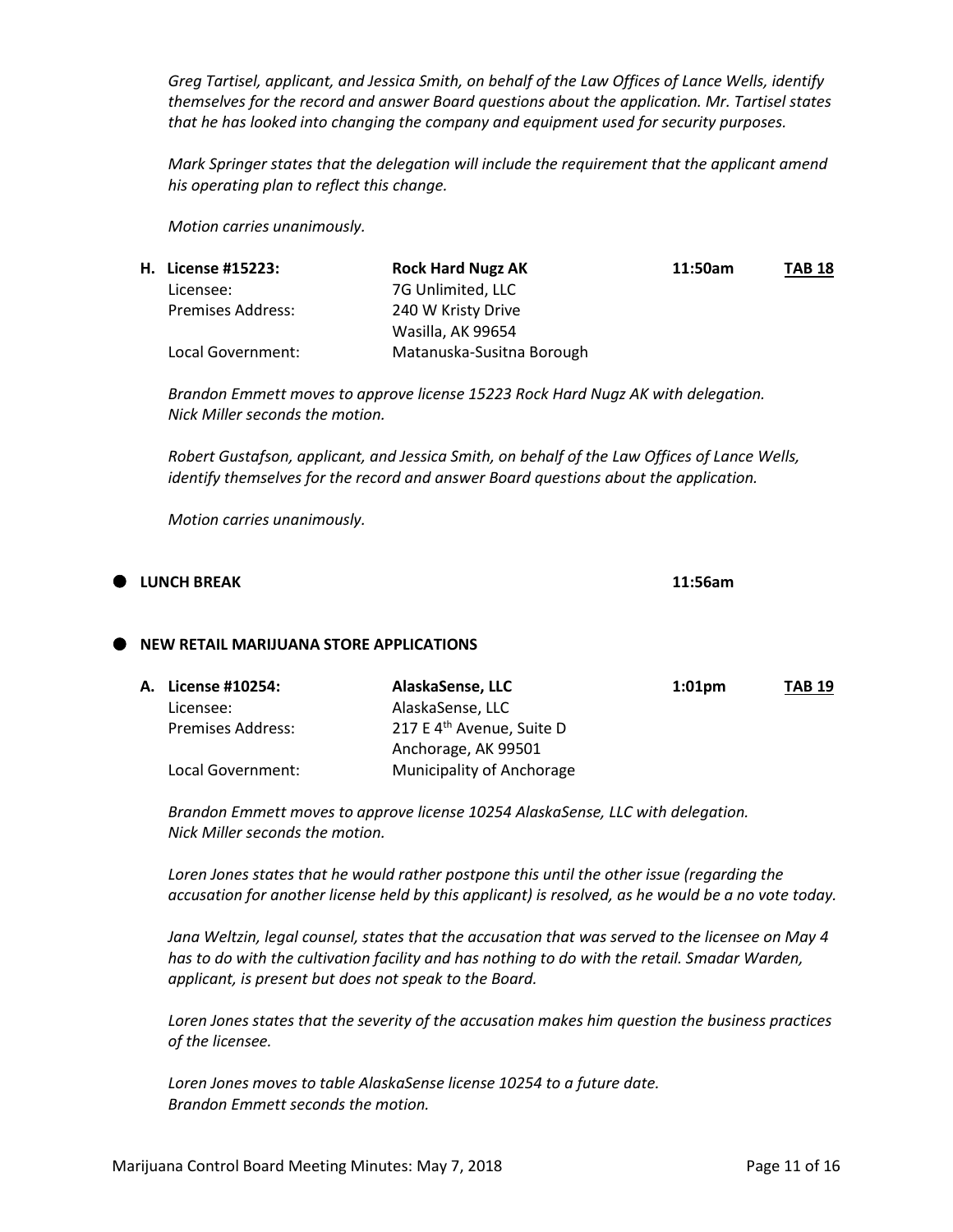*Greg Tartisel, applicant, and Jessica Smith, on behalf of the Law Offices of Lance Wells, identify themselves for the record and answer Board questions about the application. Mr. Tartisel states that he has looked into changing the company and equipment used for security purposes.*

*Mark Springer states that the delegation will include the requirement that the applicant amend his operating plan to reflect this change.*

*Motion carries unanimously.*

| **H. License #15223:** | **Rock Hard Nugz AK** | **11:50am** | **TAB 18** |
|---|---|---|---|
| Licensee: | 7G Unlimited, LLC | | |
| Premises Address: | 240 W Kristy Drive<br>Wasilla, AK 99654 | | |
| Local Government: | Matanuska-Susitna Borough | | |

*Brandon Emmett moves to approve license 15223 Rock Hard Nugz AK with delegation.*
*Nick Miller seconds the motion.*

*Robert Gustafson, applicant, and Jessica Smith, on behalf of the Law Offices of Lance Wells, identify themselves for the record and answer Board questions about the application.*

*Motion carries unanimously.*

- **LUNCH BREAK** **11:56am**

- **NEW RETAIL MARIJUANA STORE APPLICATIONS**

| **A. License #10254:** | **AlaskaSense, LLC** | **1:01pm** | **TAB 19** |
|---|---|---|---|
| Licensee: | AlaskaSense, LLC | | |
| Premises Address: | 217 E 4th Avenue, Suite D<br>Anchorage, AK 99501 | | |
| Local Government: | Municipality of Anchorage | | |

*Brandon Emmett moves to approve license 10254 AlaskaSense, LLC with delegation.*
*Nick Miller seconds the motion.*

*Loren Jones states that he would rather postpone this until the other issue (regarding the accusation for another license held by this applicant) is resolved, as he would be a no vote today.*

*Jana Weltzin, legal counsel, states that the accusation that was served to the licensee on May 4 has to do with the cultivation facility and has nothing to do with the retail. Smadar Warden, applicant, is present but does not speak to the Board.*

*Loren Jones states that the severity of the accusation makes him question the business practices of the licensee.*

*Loren Jones moves to table AlaskaSense license 10254 to a future date.*
*Brandon Emmett seconds the motion.*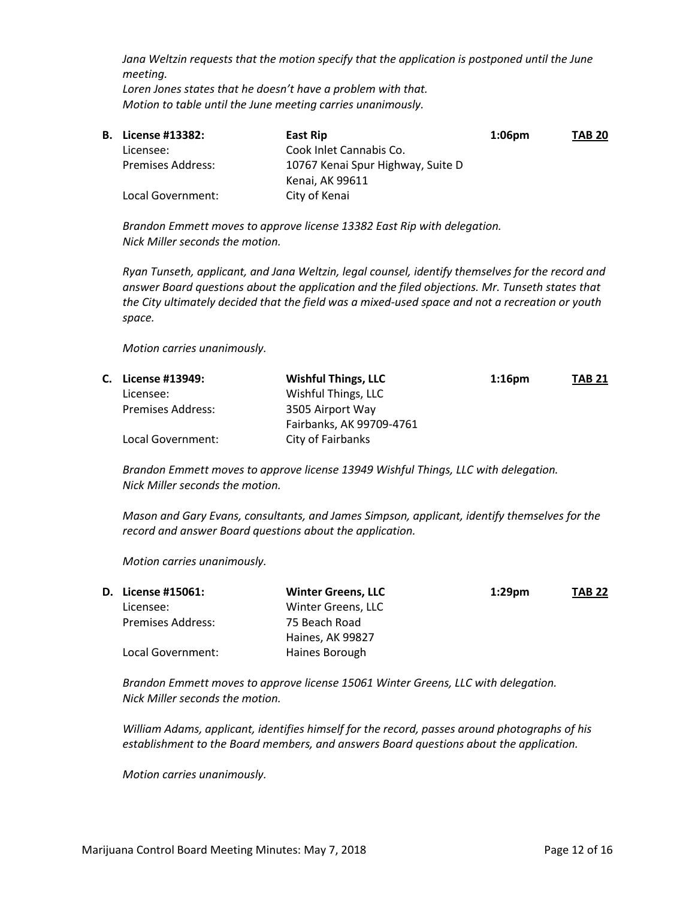*Jana Weltzin requests that the motion specify that the application is postponed until the June meeting.*
*Loren Jones states that he doesn't have a problem with that.*
*Motion to table until the June meeting carries unanimously.*

**B. License #13382:** **East Rip** **1:06pm** **TAB 20**

| | | |
|---|---|---|
| Licensee: | Cook Inlet Cannabis Co. | |
| Premises Address: | 10767 Kenai Spur Highway, Suite D<br>Kenai, AK 99611 | |
| Local Government: | City of Kenai | |

*Brandon Emmett moves to approve license 13382 East Rip with delegation.*
*Nick Miller seconds the motion.*

*Ryan Tunseth, applicant, and Jana Weltzin, legal counsel, identify themselves for the record and answer Board questions about the application and the filed objections. Mr. Tunseth states that the City ultimately decided that the field was a mixed-used space and not a recreation or youth space.*

*Motion carries unanimously.*

**C. License #13949:** **Wishful Things, LLC** **1:16pm** **TAB 21**

| | | |
|---|---|---|
| Licensee: | Wishful Things, LLC | |
| Premises Address: | 3505 Airport Way<br>Fairbanks, AK 99709-4761 | |
| Local Government: | City of Fairbanks | |

*Brandon Emmett moves to approve license 13949 Wishful Things, LLC with delegation.*
*Nick Miller seconds the motion.*

*Mason and Gary Evans, consultants, and James Simpson, applicant, identify themselves for the record and answer Board questions about the application.*

*Motion carries unanimously.*

**D. License #15061:** **Winter Greens, LLC** **1:29pm** **TAB 22**

| | | |
|---|---|---|
| Licensee: | Winter Greens, LLC | |
| Premises Address: | 75 Beach Road<br>Haines, AK 99827 | |
| Local Government: | Haines Borough | |

*Brandon Emmett moves to approve license 15061 Winter Greens, LLC with delegation.*
*Nick Miller seconds the motion.*

*William Adams, applicant, identifies himself for the record, passes around photographs of his establishment to the Board members, and answers Board questions about the application.*

*Motion carries unanimously.*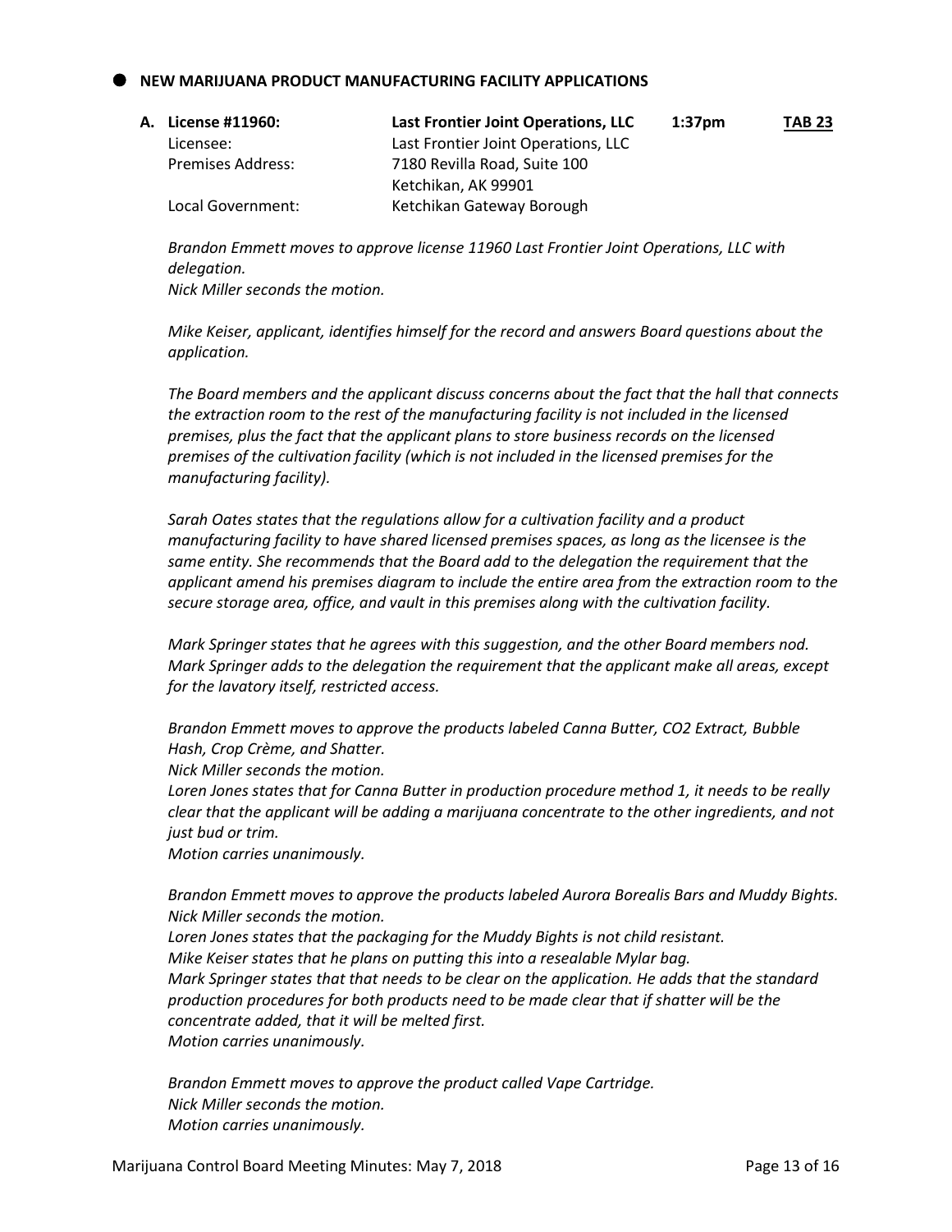## NEW MARIJUANA PRODUCT MANUFACTURING FACILITY APPLICATIONS

**A. License #11960: Last Frontier Joint Operations, LLC 1:37pm TAB 23**

Licensee: Last Frontier Joint Operations, LLC
Premises Address: 7180 Revilla Road, Suite 100
Ketchikan, AK 99901
Local Government: Ketchikan Gateway Borough

*Brandon Emmett moves to approve license 11960 Last Frontier Joint Operations, LLC with delegation.*
*Nick Miller seconds the motion.*

*Mike Keiser, applicant, identifies himself for the record and answers Board questions about the application.*

*The Board members and the applicant discuss concerns about the fact that the hall that connects the extraction room to the rest of the manufacturing facility is not included in the licensed premises, plus the fact that the applicant plans to store business records on the licensed premises of the cultivation facility (which is not included in the licensed premises for the manufacturing facility).*

*Sarah Oates states that the regulations allow for a cultivation facility and a product manufacturing facility to have shared licensed premises spaces, as long as the licensee is the same entity. She recommends that the Board add to the delegation the requirement that the applicant amend his premises diagram to include the entire area from the extraction room to the secure storage area, office, and vault in this premises along with the cultivation facility.*

*Mark Springer states that he agrees with this suggestion, and the other Board members nod. Mark Springer adds to the delegation the requirement that the applicant make all areas, except for the lavatory itself, restricted access.*

*Brandon Emmett moves to approve the products labeled Canna Butter, CO2 Extract, Bubble Hash, Crop Crème, and Shatter.*
*Nick Miller seconds the motion.*
*Loren Jones states that for Canna Butter in production procedure method 1, it needs to be really clear that the applicant will be adding a marijuana concentrate to the other ingredients, and not just bud or trim.*
*Motion carries unanimously.*

*Brandon Emmett moves to approve the products labeled Aurora Borealis Bars and Muddy Bights.*
*Nick Miller seconds the motion.*
*Loren Jones states that the packaging for the Muddy Bights is not child resistant.*
*Mike Keiser states that he plans on putting this into a resealable Mylar bag.*
*Mark Springer states that that needs to be clear on the application. He adds that the standard production procedures for both products need to be made clear that if shatter will be the concentrate added, that it will be melted first.*
*Motion carries unanimously.*

*Brandon Emmett moves to approve the product called Vape Cartridge.*
*Nick Miller seconds the motion.*
*Motion carries unanimously.*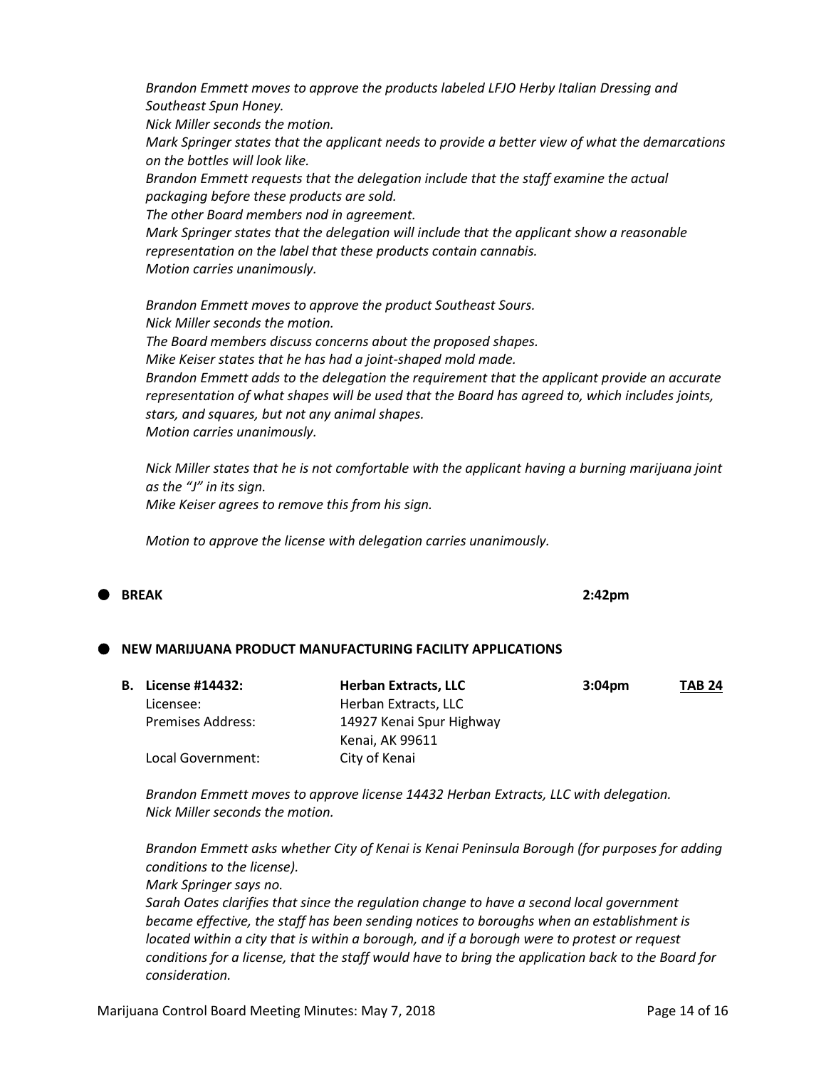*Brandon Emmett moves to approve the products labeled LFJO Herby Italian Dressing and Southeast Spun Honey.*
*Nick Miller seconds the motion.*
*Mark Springer states that the applicant needs to provide a better view of what the demarcations on the bottles will look like.*
*Brandon Emmett requests that the delegation include that the staff examine the actual packaging before these products are sold.*
*The other Board members nod in agreement.*
*Mark Springer states that the delegation will include that the applicant show a reasonable representation on the label that these products contain cannabis.*
*Motion carries unanimously.*

*Brandon Emmett moves to approve the product Southeast Sours.*
*Nick Miller seconds the motion.*
*The Board members discuss concerns about the proposed shapes.*
*Mike Keiser states that he has had a joint-shaped mold made.*
*Brandon Emmett adds to the delegation the requirement that the applicant provide an accurate representation of what shapes will be used that the Board has agreed to, which includes joints, stars, and squares, but not any animal shapes.*
*Motion carries unanimously.*

*Nick Miller states that he is not comfortable with the applicant having a burning marijuana joint as the "J" in its sign.*
*Mike Keiser agrees to remove this from his sign.*

*Motion to approve the license with delegation carries unanimously.*

- **BREAK** **2:42pm**

- **NEW MARIJUANA PRODUCT MANUFACTURING FACILITY APPLICATIONS**

**B. License #14432:** **Herban Extracts, LLC** **3:04pm** **TAB 24**

| | |
|---|---|
| Licensee: | Herban Extracts, LLC |
| Premises Address: | 14927 Kenai Spur Highway<br>Kenai, AK 99611 |
| Local Government: | City of Kenai |

*Brandon Emmett moves to approve license 14432 Herban Extracts, LLC with delegation.*
*Nick Miller seconds the motion.*

*Brandon Emmett asks whether City of Kenai is Kenai Peninsula Borough (for purposes for adding conditions to the license).*
*Mark Springer says no.*
*Sarah Oates clarifies that since the regulation change to have a second local government became effective, the staff has been sending notices to boroughs when an establishment is located within a city that is within a borough, and if a borough were to protest or request conditions for a license, that the staff would have to bring the application back to the Board for consideration.*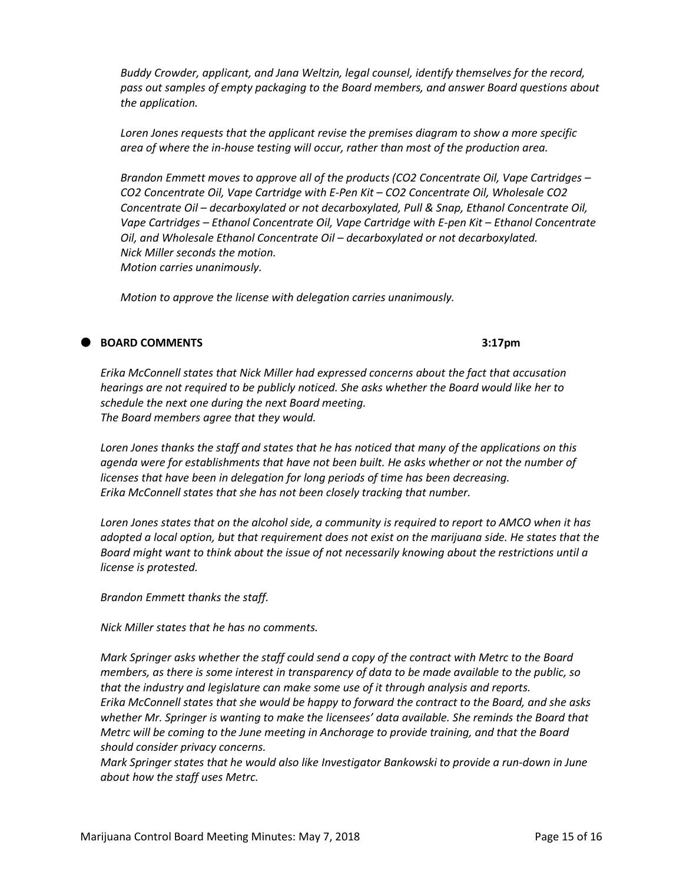*Buddy Crowder, applicant, and Jana Weltzin, legal counsel, identify themselves for the record, pass out samples of empty packaging to the Board members, and answer Board questions about the application.*

*Loren Jones requests that the applicant revise the premises diagram to show a more specific area of where the in-house testing will occur, rather than most of the production area.*

*Brandon Emmett moves to approve all of the products (CO2 Concentrate Oil, Vape Cartridges – CO2 Concentrate Oil, Vape Cartridge with E-Pen Kit – CO2 Concentrate Oil, Wholesale CO2 Concentrate Oil – decarboxylated or not decarboxylated, Pull & Snap, Ethanol Concentrate Oil, Vape Cartridges – Ethanol Concentrate Oil, Vape Cartridge with E-pen Kit – Ethanol Concentrate Oil, and Wholesale Ethanol Concentrate Oil – decarboxylated or not decarboxylated.*
*Nick Miller seconds the motion.*
*Motion carries unanimously.*

*Motion to approve the license with delegation carries unanimously.*

- **BOARD COMMENTS** **3:17pm**

*Erika McConnell states that Nick Miller had expressed concerns about the fact that accusation hearings are not required to be publicly noticed. She asks whether the Board would like her to schedule the next one during the next Board meeting.*
*The Board members agree that they would.*

*Loren Jones thanks the staff and states that he has noticed that many of the applications on this agenda were for establishments that have not been built. He asks whether or not the number of licenses that have been in delegation for long periods of time has been decreasing.*
*Erika McConnell states that she has not been closely tracking that number.*

*Loren Jones states that on the alcohol side, a community is required to report to AMCO when it has adopted a local option, but that requirement does not exist on the marijuana side. He states that the Board might want to think about the issue of not necessarily knowing about the restrictions until a license is protested.*

*Brandon Emmett thanks the staff.*

*Nick Miller states that he has no comments.*

*Mark Springer asks whether the staff could send a copy of the contract with Metrc to the Board members, as there is some interest in transparency of data to be made available to the public, so that the industry and legislature can make some use of it through analysis and reports.*
*Erika McConnell states that she would be happy to forward the contract to the Board, and she asks whether Mr. Springer is wanting to make the licensees' data available. She reminds the Board that Metrc will be coming to the June meeting in Anchorage to provide training, and that the Board should consider privacy concerns.*
*Mark Springer states that he would also like Investigator Bankowski to provide a run-down in June about how the staff uses Metrc.*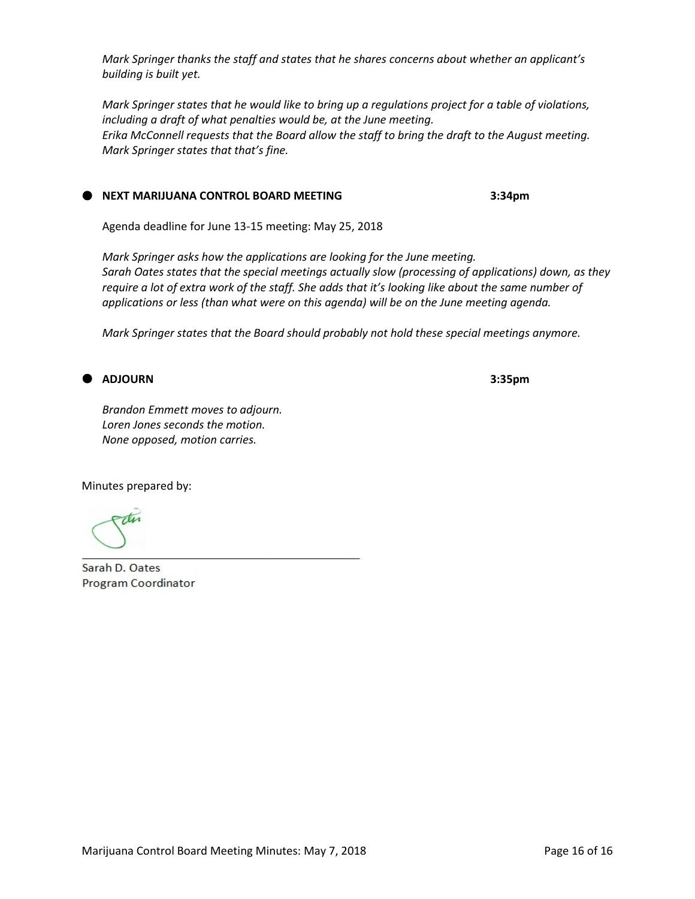*Mark Springer thanks the staff and states that he shares concerns about whether an applicant's building is built yet.*

*Mark Springer states that he would like to bring up a regulations project for a table of violations, including a draft of what penalties would be, at the June meeting.*
*Erika McConnell requests that the Board allow the staff to bring the draft to the August meeting.*
*Mark Springer states that that's fine.*

- **NEXT MARIJUANA CONTROL BOARD MEETING** **3:34pm**

Agenda deadline for June 13-15 meeting: May 25, 2018

*Mark Springer asks how the applications are looking for the June meeting.*
*Sarah Oates states that the special meetings actually slow (processing of applications) down, as they require a lot of extra work of the staff. She adds that it's looking like about the same number of applications or less (than what were on this agenda) will be on the June meeting agenda.*

*Mark Springer states that the Board should probably not hold these special meetings anymore.*

- **ADJOURN** **3:35pm**

*Brandon Emmett moves to adjourn.*
*Loren Jones seconds the motion.*
*None opposed, motion carries.*

Minutes prepared by:

\_\_\_\_\_\_\_\_\_\_\_\_\_\_\_\_\_\_\_\_\_\_\_\_\_\_\_\_\_\_\_\_\_\_\_\_\_\_\_\_\_\_\_\_

Sarah D. Oates
Program Coordinator